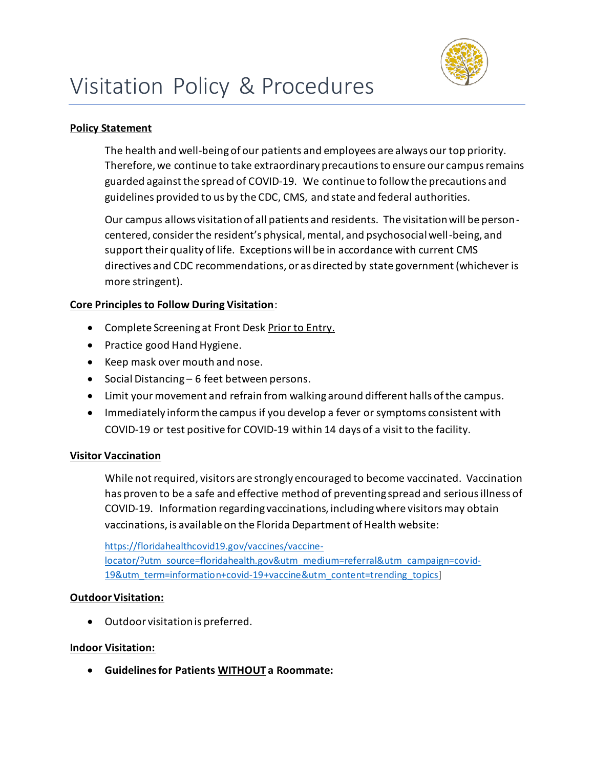# Visitation Policy & Procedures

**Policy Statement**

The health and well-being of our patients and employees are always our top priority. Therefore, we continue to take extraordinary precautions to ensure our campus remains guarded against the spread of COVID-19. We continue to follow the precautions and guidelines provided to us by the CDC, CMS, and state and federal authorities.

Our campus allows visitation of all patients and residents. The visitation will be person-centered, consider the resident's physical, mental, and psychosocial well-being, and support their quality of life. Exceptions will be in accordance with current CMS directives and CDC recommendations, or as directed by state government (whichever is more stringent).

**Core Principles to Follow During Visitation**:

- Complete Screening at Front Desk Prior to Entry.
- Practice good Hand Hygiene.
- Keep mask over mouth and nose.
- Social Distancing – 6 feet between persons.
- Limit your movement and refrain from walking around different halls of the campus.
- Immediately inform the campus if you develop a fever or symptoms consistent with COVID-19 or test positive for COVID-19 within 14 days of a visit to the facility.

**Visitor Vaccination**

While not required, visitors are strongly encouraged to become vaccinated. Vaccination has proven to be a safe and effective method of preventing spread and serious illness of COVID-19. Information regarding vaccinations, including where visitors may obtain vaccinations, is available on the Florida Department of Health website:

https://floridahealthcovid19.gov/vaccines/vaccine-locator/?utm_source=floridahealth.gov&utm_medium=referral&utm_campaign=covid-19&utm_term=information+covid-19+vaccine&utm_content=trending_topics]

**Outdoor Visitation:**

- Outdoor visitation is preferred.

**Indoor Visitation:**

- **Guidelines for Patients WITHOUT a Roommate:**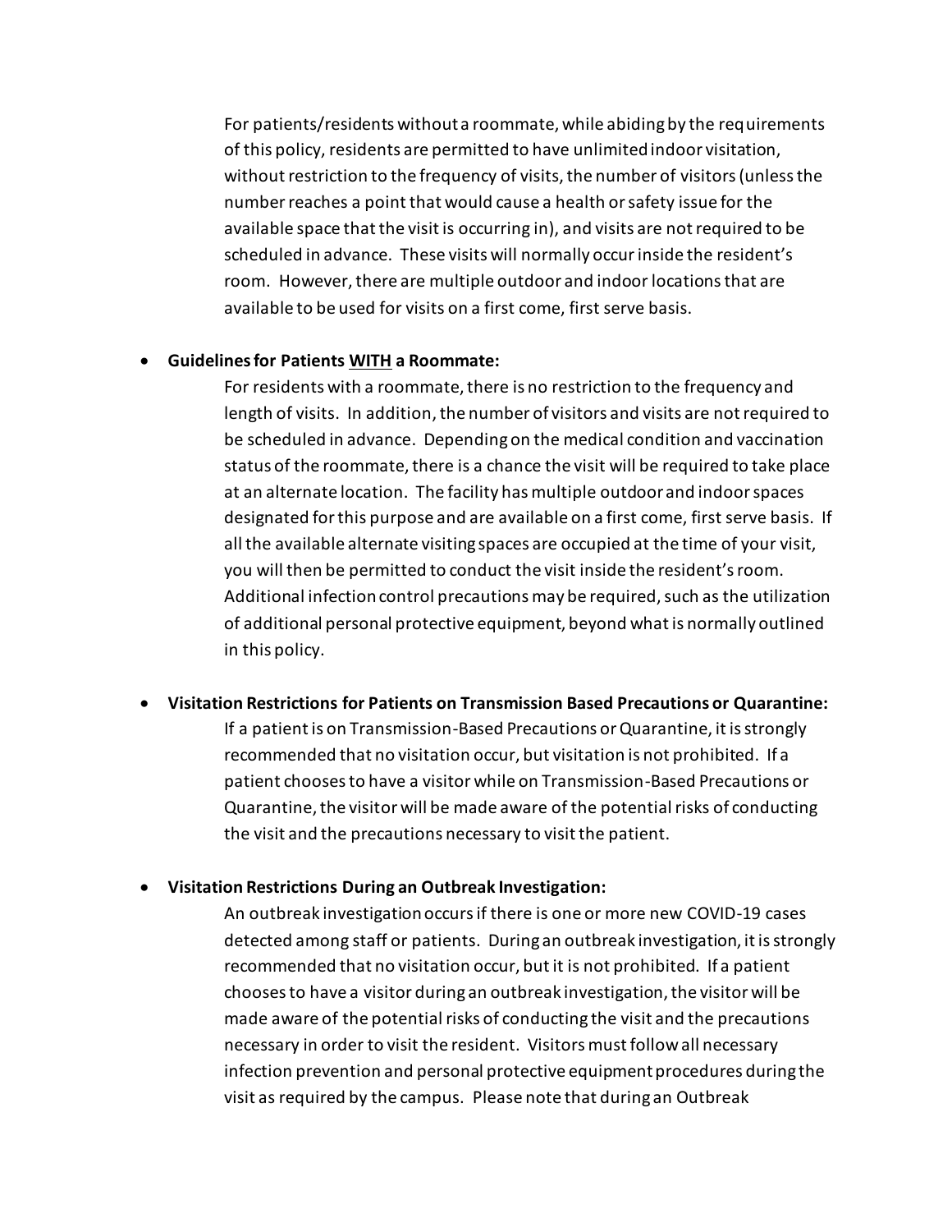For patients/residents without a roommate, while abiding by the requirements of this policy, residents are permitted to have unlimited indoor visitation, without restriction to the frequency of visits, the number of visitors (unless the number reaches a point that would cause a health or safety issue for the available space that the visit is occurring in), and visits are not required to be scheduled in advance. These visits will normally occur inside the resident's room. However, there are multiple outdoor and indoor locations that are available to be used for visits on a first come, first serve basis.

- **Guidelines for Patients WITH a Roommate:**

  For residents with a roommate, there is no restriction to the frequency and length of visits. In addition, the number of visitors and visits are not required to be scheduled in advance. Depending on the medical condition and vaccination status of the roommate, there is a chance the visit will be required to take place at an alternate location. The facility has multiple outdoor and indoor spaces designated for this purpose and are available on a first come, first serve basis. If all the available alternate visiting spaces are occupied at the time of your visit, you will then be permitted to conduct the visit inside the resident's room. Additional infection control precautions may be required, such as the utilization of additional personal protective equipment, beyond what is normally outlined in this policy.

- **Visitation Restrictions for Patients on Transmission Based Precautions or Quarantine:**

  If a patient is on Transmission-Based Precautions or Quarantine, it is strongly recommended that no visitation occur, but visitation is not prohibited. If a patient chooses to have a visitor while on Transmission-Based Precautions or Quarantine, the visitor will be made aware of the potential risks of conducting the visit and the precautions necessary to visit the patient.

- **Visitation Restrictions During an Outbreak Investigation:**

  An outbreak investigation occurs if there is one or more new COVID-19 cases detected among staff or patients. During an outbreak investigation, it is strongly recommended that no visitation occur, but it is not prohibited. If a patient chooses to have a visitor during an outbreak investigation, the visitor will be made aware of the potential risks of conducting the visit and the precautions necessary in order to visit the resident. Visitors must follow all necessary infection prevention and personal protective equipment procedures during the visit as required by the campus. Please note that during an Outbreak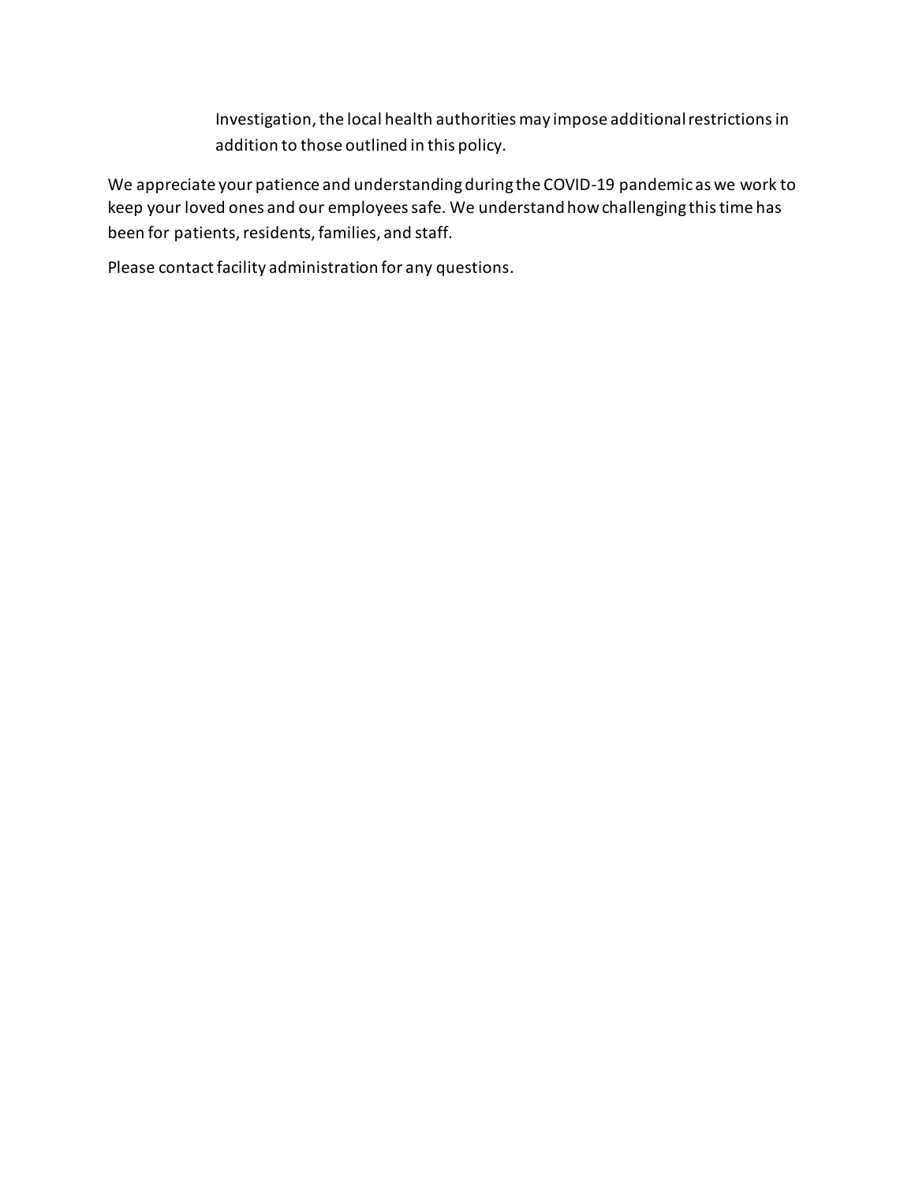Investigation, the local health authorities may impose additional restrictions in addition to those outlined in this policy.

We appreciate your patience and understanding during the COVID-19 pandemic as we work to keep your loved ones and our employees safe. We understand how challenging this time has been for patients, residents, families, and staff.

Please contact facility administration for any questions.